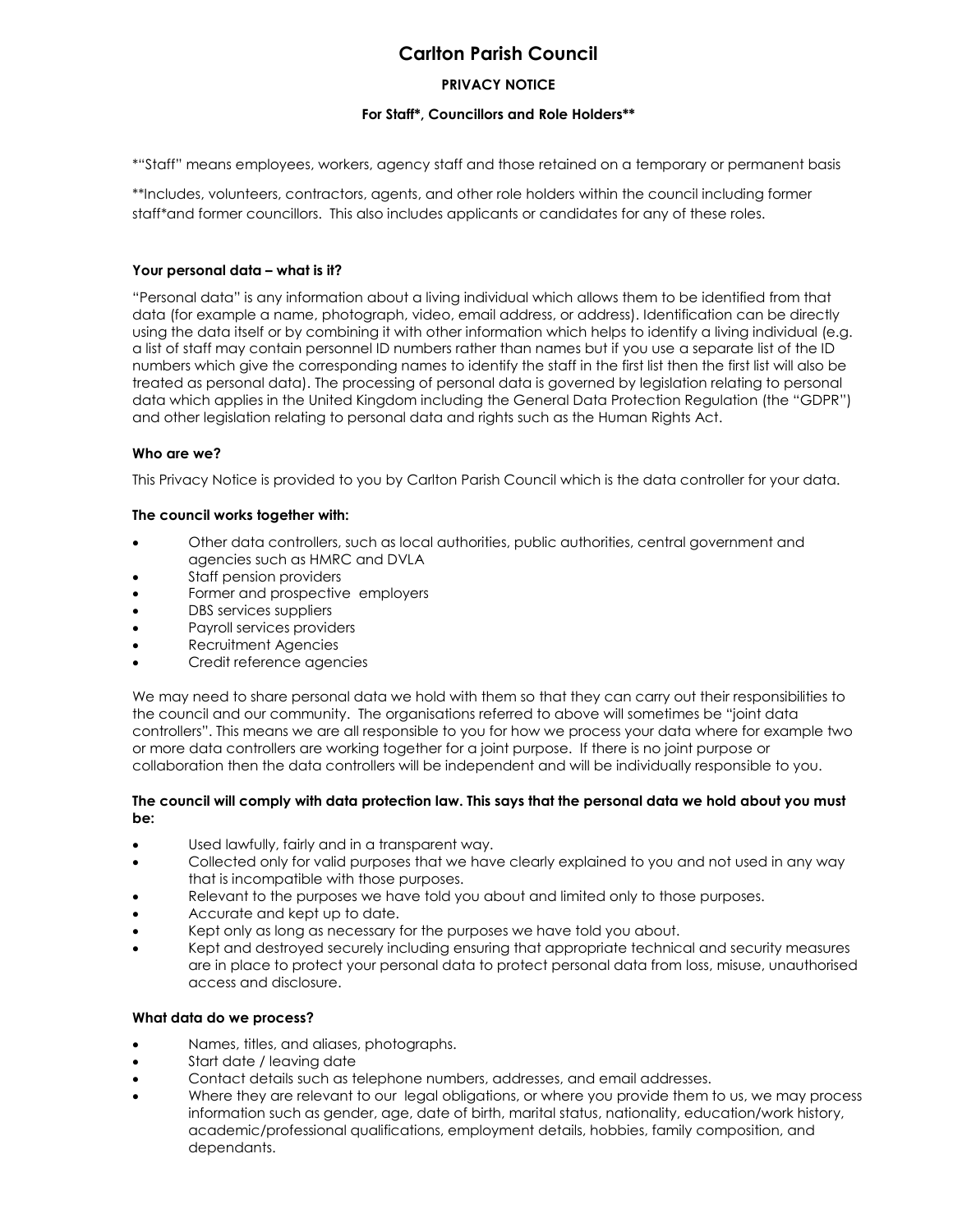# Carlton Parish Council

**PRIVACY NOTICE**

**For Staff*, Councillors and Role Holders****

*"Staff" means employees, workers, agency staff and those retained on a temporary or permanent basis

**Includes, volunteers, contractors, agents, and other role holders within the council including former staff*and former councillors. This also includes applicants or candidates for any of these roles.

### Your personal data – what is it?

"Personal data" is any information about a living individual which allows them to be identified from that data (for example a name, photograph, video, email address, or address). Identification can be directly using the data itself or by combining it with other information which helps to identify a living individual (e.g. a list of staff may contain personnel ID numbers rather than names but if you use a separate list of the ID numbers which give the corresponding names to identify the staff in the first list then the first list will also be treated as personal data). The processing of personal data is governed by legislation relating to personal data which applies in the United Kingdom including the General Data Protection Regulation (the "GDPR") and other legislation relating to personal data and rights such as the Human Rights Act.

### Who are we?

This Privacy Notice is provided to you by Carlton Parish Council which is the data controller for your data.

### The council works together with:

- Other data controllers, such as local authorities, public authorities, central government and agencies such as HMRC and DVLA
- Staff pension providers
- Former and prospective employers
- DBS services suppliers
- Payroll services providers
- Recruitment Agencies
- Credit reference agencies

We may need to share personal data we hold with them so that they can carry out their responsibilities to the council and our community. The organisations referred to above will sometimes be "joint data controllers". This means we are all responsible to you for how we process your data where for example two or more data controllers are working together for a joint purpose. If there is no joint purpose or collaboration then the data controllers will be independent and will be individually responsible to you.

### The council will comply with data protection law. This says that the personal data we hold about you must be:

- Used lawfully, fairly and in a transparent way.
- Collected only for valid purposes that we have clearly explained to you and not used in any way that is incompatible with those purposes.
- Relevant to the purposes we have told you about and limited only to those purposes.
- Accurate and kept up to date.
- Kept only as long as necessary for the purposes we have told you about.
- Kept and destroyed securely including ensuring that appropriate technical and security measures are in place to protect your personal data to protect personal data from loss, misuse, unauthorised access and disclosure.

### What data do we process?

- Names, titles, and aliases, photographs.
- Start date / leaving date
- Contact details such as telephone numbers, addresses, and email addresses.
- Where they are relevant to our legal obligations, or where you provide them to us, we may process information such as gender, age, date of birth, marital status, nationality, education/work history, academic/professional qualifications, employment details, hobbies, family composition, and dependants.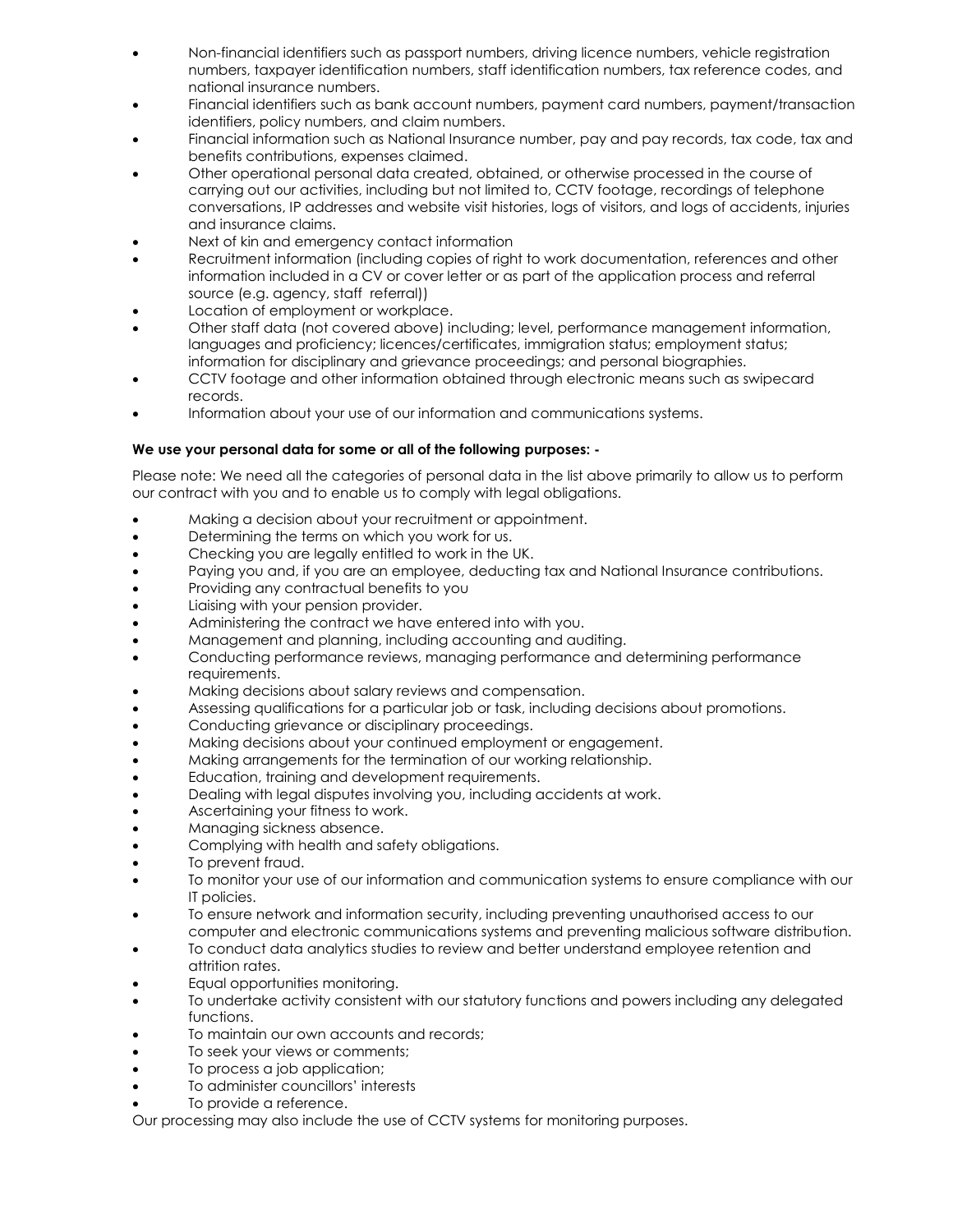- Non-financial identifiers such as passport numbers, driving licence numbers, vehicle registration numbers, taxpayer identification numbers, staff identification numbers, tax reference codes, and national insurance numbers.
- Financial identifiers such as bank account numbers, payment card numbers, payment/transaction identifiers, policy numbers, and claim numbers.
- Financial information such as National Insurance number, pay and pay records, tax code, tax and benefits contributions, expenses claimed.
- Other operational personal data created, obtained, or otherwise processed in the course of carrying out our activities, including but not limited to, CCTV footage, recordings of telephone conversations, IP addresses and website visit histories, logs of visitors, and logs of accidents, injuries and insurance claims.
- Next of kin and emergency contact information
- Recruitment information (including copies of right to work documentation, references and other information included in a CV or cover letter or as part of the application process and referral source (e.g. agency, staff referral))
- Location of employment or workplace.
- Other staff data (not covered above) including; level, performance management information, languages and proficiency; licences/certificates, immigration status; employment status; information for disciplinary and grievance proceedings; and personal biographies.
- CCTV footage and other information obtained through electronic means such as swipecard records.
- Information about your use of our information and communications systems.

**We use your personal data for some or all of the following purposes: -**

Please note: We need all the categories of personal data in the list above primarily to allow us to perform our contract with you and to enable us to comply with legal obligations.

- Making a decision about your recruitment or appointment.
- Determining the terms on which you work for us.
- Checking you are legally entitled to work in the UK.
- Paying you and, if you are an employee, deducting tax and National Insurance contributions.
- Providing any contractual benefits to you
- Liaising with your pension provider.
- Administering the contract we have entered into with you.
- Management and planning, including accounting and auditing.
- Conducting performance reviews, managing performance and determining performance requirements.
- Making decisions about salary reviews and compensation.
- Assessing qualifications for a particular job or task, including decisions about promotions.
- Conducting grievance or disciplinary proceedings.
- Making decisions about your continued employment or engagement.
- Making arrangements for the termination of our working relationship.
- Education, training and development requirements.
- Dealing with legal disputes involving you, including accidents at work.
- Ascertaining your fitness to work.
- Managing sickness absence.
- Complying with health and safety obligations.
- To prevent fraud.
- To monitor your use of our information and communication systems to ensure compliance with our IT policies.
- To ensure network and information security, including preventing unauthorised access to our computer and electronic communications systems and preventing malicious software distribution.
- To conduct data analytics studies to review and better understand employee retention and attrition rates.
- Equal opportunities monitoring.
- To undertake activity consistent with our statutory functions and powers including any delegated functions.
- To maintain our own accounts and records;
- To seek your views or comments;
- To process a job application;
- To administer councillors' interests
- To provide a reference.

Our processing may also include the use of CCTV systems for monitoring purposes.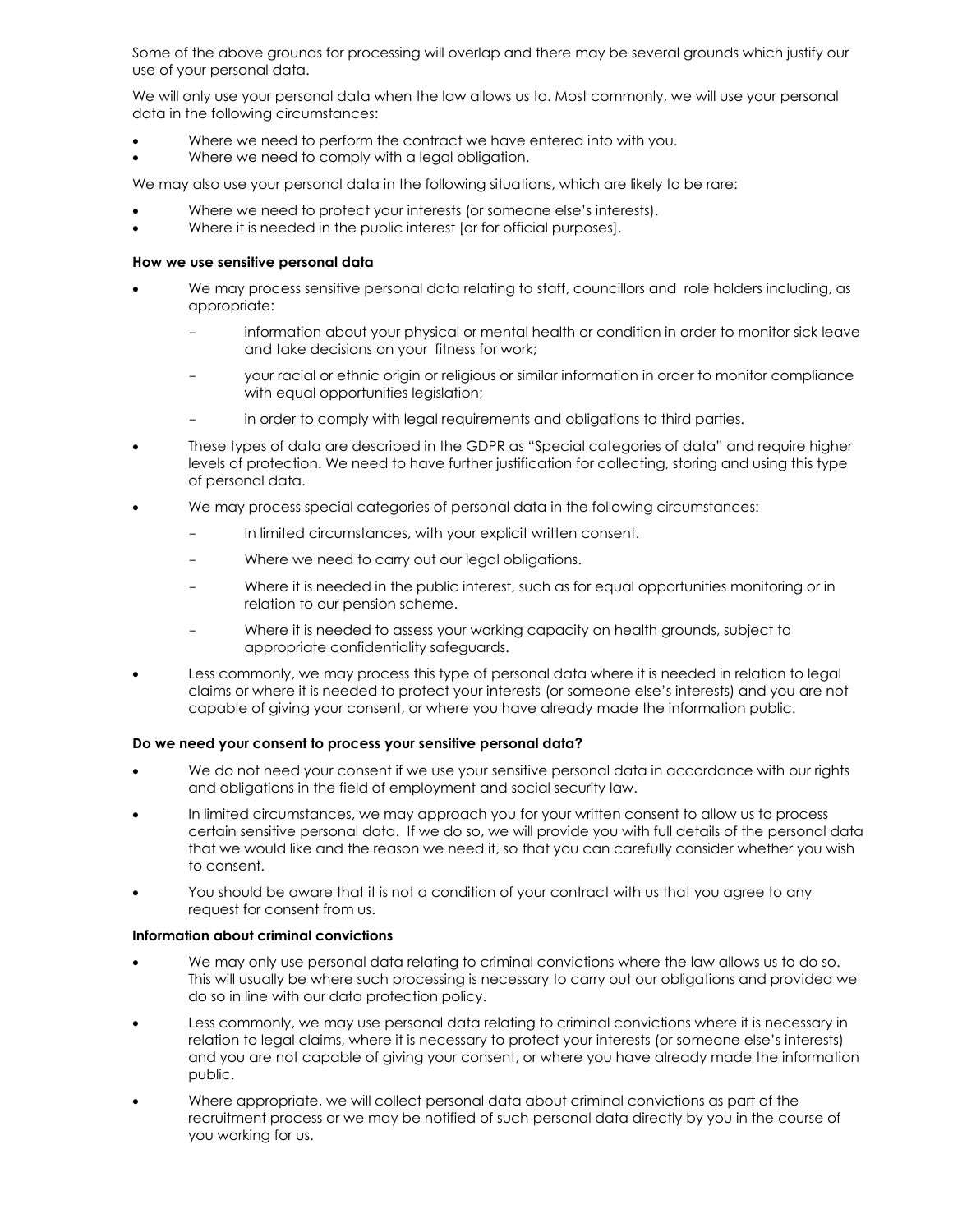Some of the above grounds for processing will overlap and there may be several grounds which justify our use of your personal data.

We will only use your personal data when the law allows us to. Most commonly, we will use your personal data in the following circumstances:

- Where we need to perform the contract we have entered into with you.
- Where we need to comply with a legal obligation.

We may also use your personal data in the following situations, which are likely to be rare:

- Where we need to protect your interests (or someone else's interests).
- Where it is needed in the public interest [or for official purposes].

**How we use sensitive personal data**

- We may process sensitive personal data relating to staff, councillors and role holders including, as appropriate:
  - information about your physical or mental health or condition in order to monitor sick leave and take decisions on your fitness for work;
  - your racial or ethnic origin or religious or similar information in order to monitor compliance with equal opportunities legislation;
  - in order to comply with legal requirements and obligations to third parties.
- These types of data are described in the GDPR as "Special categories of data" and require higher levels of protection. We need to have further justification for collecting, storing and using this type of personal data.
- We may process special categories of personal data in the following circumstances:
  - In limited circumstances, with your explicit written consent.
  - Where we need to carry out our legal obligations.
  - Where it is needed in the public interest, such as for equal opportunities monitoring or in relation to our pension scheme.
  - Where it is needed to assess your working capacity on health grounds, subject to appropriate confidentiality safeguards.
- Less commonly, we may process this type of personal data where it is needed in relation to legal claims or where it is needed to protect your interests (or someone else's interests) and you are not capable of giving your consent, or where you have already made the information public.

**Do we need your consent to process your sensitive personal data?**

- We do not need your consent if we use your sensitive personal data in accordance with our rights and obligations in the field of employment and social security law.
- In limited circumstances, we may approach you for your written consent to allow us to process certain sensitive personal data. If we do so, we will provide you with full details of the personal data that we would like and the reason we need it, so that you can carefully consider whether you wish to consent.
- You should be aware that it is not a condition of your contract with us that you agree to any request for consent from us.

**Information about criminal convictions**

- We may only use personal data relating to criminal convictions where the law allows us to do so. This will usually be where such processing is necessary to carry out our obligations and provided we do so in line with our data protection policy.
- Less commonly, we may use personal data relating to criminal convictions where it is necessary in relation to legal claims, where it is necessary to protect your interests (or someone else's interests) and you are not capable of giving your consent, or where you have already made the information public.
- Where appropriate, we will collect personal data about criminal convictions as part of the recruitment process or we may be notified of such personal data directly by you in the course of you working for us.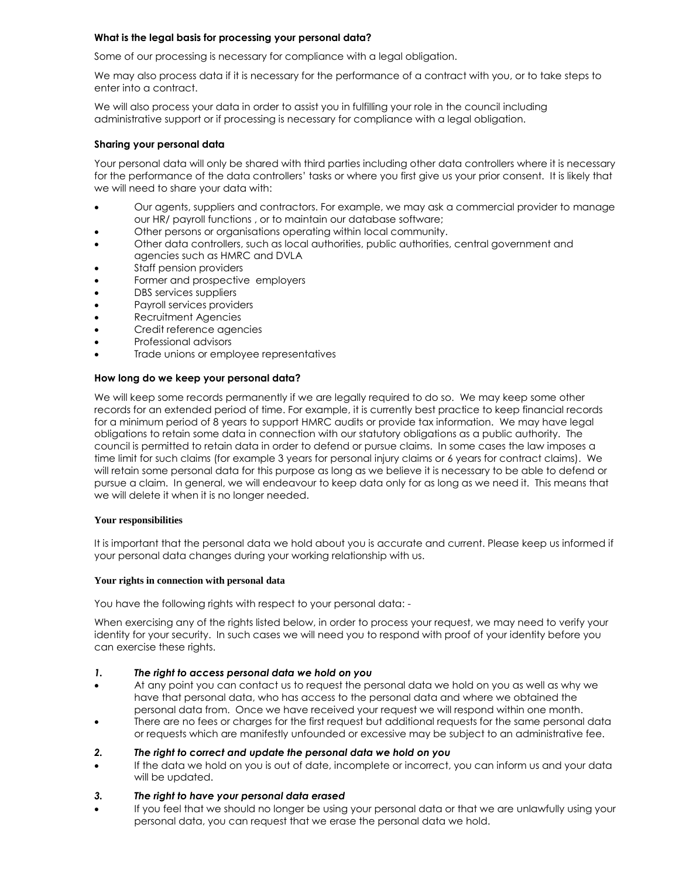**What is the legal basis for processing your personal data?**

Some of our processing is necessary for compliance with a legal obligation.

We may also process data if it is necessary for the performance of a contract with you, or to take steps to enter into a contract.

We will also process your data in order to assist you in fulfilling your role in the council including administrative support or if processing is necessary for compliance with a legal obligation.

**Sharing your personal data**

Your personal data will only be shared with third parties including other data controllers where it is necessary for the performance of the data controllers' tasks or where you first give us your prior consent. It is likely that we will need to share your data with:

- Our agents, suppliers and contractors. For example, we may ask a commercial provider to manage our HR/ payroll functions , or to maintain our database software;
- Other persons or organisations operating within local community.
- Other data controllers, such as local authorities, public authorities, central government and agencies such as HMRC and DVLA
- Staff pension providers
- Former and prospective employers
- DBS services suppliers
- Payroll services providers
- Recruitment Agencies
- Credit reference agencies
- Professional advisors
- Trade unions or employee representatives

**How long do we keep your personal data?**

We will keep some records permanently if we are legally required to do so. We may keep some other records for an extended period of time. For example, it is currently best practice to keep financial records for a minimum period of 8 years to support HMRC audits or provide tax information. We may have legal obligations to retain some data in connection with our statutory obligations as a public authority. The council is permitted to retain data in order to defend or pursue claims. In some cases the law imposes a time limit for such claims (for example 3 years for personal injury claims or 6 years for contract claims). We will retain some personal data for this purpose as long as we believe it is necessary to be able to defend or pursue a claim. In general, we will endeavour to keep data only for as long as we need it. This means that we will delete it when it is no longer needed.

**Your responsibilities**

It is important that the personal data we hold about you is accurate and current. Please keep us informed if your personal data changes during your working relationship with us.

**Your rights in connection with personal data**

You have the following rights with respect to your personal data: -

When exercising any of the rights listed below, in order to process your request, we may need to verify your identity for your security. In such cases we will need you to respond with proof of your identity before you can exercise these rights.

***1. The right to access personal data we hold on you***

- At any point you can contact us to request the personal data we hold on you as well as why we have that personal data, who has access to the personal data and where we obtained the personal data from. Once we have received your request we will respond within one month.
- There are no fees or charges for the first request but additional requests for the same personal data or requests which are manifestly unfounded or excessive may be subject to an administrative fee.

***2. The right to correct and update the personal data we hold on you***

- If the data we hold on you is out of date, incomplete or incorrect, you can inform us and your data will be updated.

***3. The right to have your personal data erased***

- If you feel that we should no longer be using your personal data or that we are unlawfully using your personal data, you can request that we erase the personal data we hold.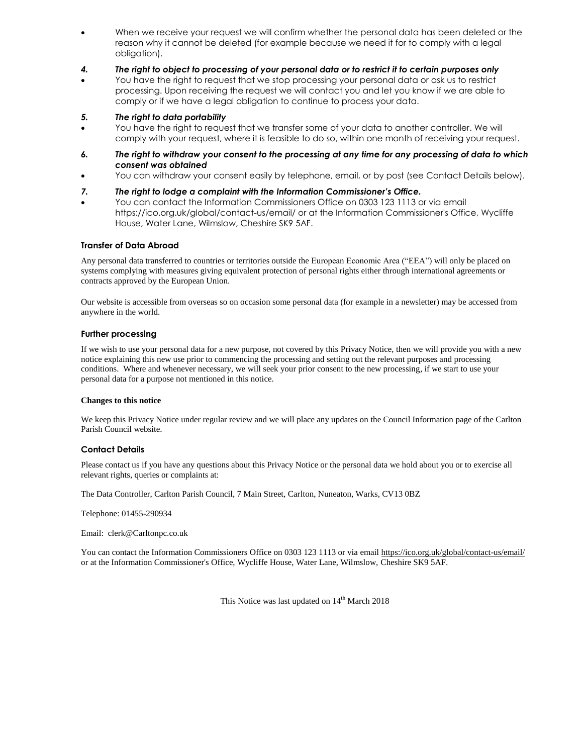- When we receive your request we will confirm whether the personal data has been deleted or the reason why it cannot be deleted (for example because we need it for to comply with a legal obligation).

***4. The right to object to processing of your personal data or to restrict it to certain purposes only***

- You have the right to request that we stop processing your personal data or ask us to restrict processing. Upon receiving the request we will contact you and let you know if we are able to comply or if we have a legal obligation to continue to process your data.

***5. The right to data portability***

- You have the right to request that we transfer some of your data to another controller. We will comply with your request, where it is feasible to do so, within one month of receiving your request.

***6. The right to withdraw your consent to the processing at any time for any processing of data to which consent was obtained***

- You can withdraw your consent easily by telephone, email, or by post (see Contact Details below).

***7. The right to lodge a complaint with the Information Commissioner's Office.***

- You can contact the Information Commissioners Office on 0303 123 1113 or via email https://ico.org.uk/global/contact-us/email/ or at the Information Commissioner's Office, Wycliffe House, Water Lane, Wilmslow, Cheshire SK9 5AF.

**Transfer of Data Abroad**

Any personal data transferred to countries or territories outside the European Economic Area ("EEA") will only be placed on systems complying with measures giving equivalent protection of personal rights either through international agreements or contracts approved by the European Union.

Our website is accessible from overseas so on occasion some personal data (for example in a newsletter) may be accessed from anywhere in the world.

**Further processing**

If we wish to use your personal data for a new purpose, not covered by this Privacy Notice, then we will provide you with a new notice explaining this new use prior to commencing the processing and setting out the relevant purposes and processing conditions. Where and whenever necessary, we will seek your prior consent to the new processing, if we start to use your personal data for a purpose not mentioned in this notice.

**Changes to this notice**

We keep this Privacy Notice under regular review and we will place any updates on the Council Information page of the Carlton Parish Council website.

**Contact Details**

Please contact us if you have any questions about this Privacy Notice or the personal data we hold about you or to exercise all relevant rights, queries or complaints at:

The Data Controller, Carlton Parish Council, 7 Main Street, Carlton, Nuneaton, Warks, CV13 0BZ

Telephone: 01455-290934

Email: clerk@Carltonpc.co.uk

You can contact the Information Commissioners Office on 0303 123 1113 or via email https://ico.org.uk/global/contact-us/email/ or at the Information Commissioner's Office, Wycliffe House, Water Lane, Wilmslow, Cheshire SK9 5AF.

This Notice was last updated on 14th March 2018